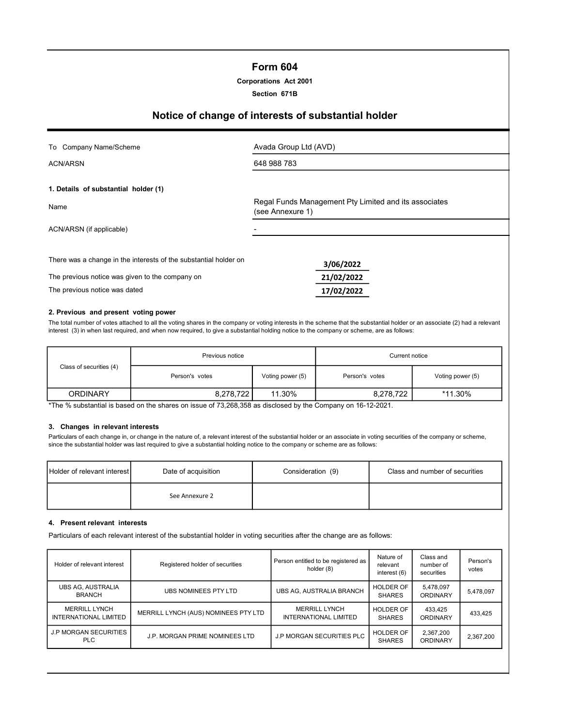# Form 604

**Corporations Act 2001**

**Section 671B**

## Notice of change of interests of substantial holder

| | |
|---|---|
| To Company Name/Scheme | Avada Group Ltd (AVD) |
| ACN/ARSN | 648 988 783 |

**1. Details of substantial holder (1)**

| | |
|---|---|
| Name | Regal Funds Management Pty Limited and its associates (see Annexure 1) |
| ACN/ARSN (if applicable) | - |

| | |
|---|---|
| There was a change in the interests of the substantial holder on | **3/06/2022** |
| The previous notice was given to the company on | **21/02/2022** |
| The previous notice was dated | **17/02/2022** |

**2. Previous and present voting power**

The total number of votes attached to all the voting shares in the company or voting interests in the scheme that the substantial holder or an associate (2) had a relevant interest (3) in when last required, and when now required, to give a substantial holding notice to the company or scheme, are as follows:

| Class of securities (4) | Previous notice | | Current notice | |
|---|---|---|---|---|
| | Person's votes | Voting power (5) | Person's votes | Voting power (5) |
| ORDINARY | 8,278,722 | 11.30% | 8,278,722 | *11.30% |

*The % substantial is based on the shares on issue of 73,268,358 as disclosed by the Company on 16-12-2021.

**3. Changes in relevant interests**

Particulars of each change in, or change in the nature of, a relevant interest of the substantial holder or an associate in voting securities of the company or scheme, since the substantial holder was last required to give a substantial holding notice to the company or scheme are as follows:

| Holder of relevant interest | Date of acquisition | Consideration (9) | Class and number of securities |
|---|---|---|---|
| | See Annexure 2 | | |

**4. Present relevant interests**

Particulars of each relevant interest of the substantial holder in voting securities after the change are as follows:

| Holder of relevant interest | Registered holder of securities | Person entitled to be registered as holder (8) | Nature of relevant interest (6) | Class and number of securities | Person's votes |
|---|---|---|---|---|---|
| UBS AG, AUSTRALIA BRANCH | UBS NOMINEES PTY LTD | UBS AG, AUSTRALIA BRANCH | HOLDER OF SHARES | 5,478,097 ORDINARY | 5,478,097 |
| MERRILL LYNCH INTERNATIONAL LIMITED | MERRILL LYNCH (AUS) NOMINEES PTY LTD | MERRILL LYNCH INTERNATIONAL LIMITED | HOLDER OF SHARES | 433,425 ORDINARY | 433,425 |
| J.P MORGAN SECURITIES PLC | J.P. MORGAN PRIME NOMINEES LTD | J.P MORGAN SECURITIES PLC | HOLDER OF SHARES | 2,367,200 ORDINARY | 2,367,200 |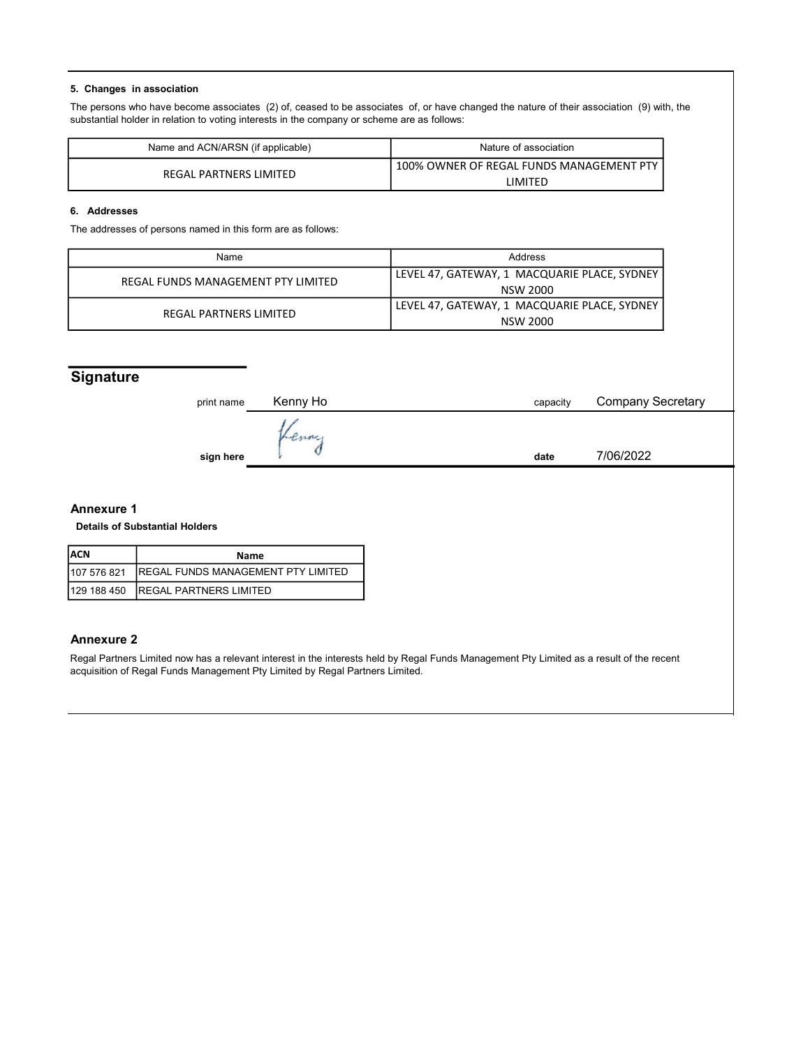**5. Changes in association**

The persons who have become associates (2) of, ceased to be associates of, or have changed the nature of their association (9) with, the substantial holder in relation to voting interests in the company or scheme are as follows:

| Name and ACN/ARSN (if applicable) | Nature of association |
|---|---|
| REGAL PARTNERS LIMITED | 100% OWNER OF REGAL FUNDS MANAGEMENT PTY LIMITED |

**6. Addresses**

The addresses of persons named in this form are as follows:

| Name | Address |
|---|---|
| REGAL FUNDS MANAGEMENT PTY LIMITED | LEVEL 47, GATEWAY, 1 MACQUARIE PLACE, SYDNEY NSW 2000 |
| REGAL PARTNERS LIMITED | LEVEL 47, GATEWAY, 1 MACQUARIE PLACE, SYDNEY NSW 2000 |

## Signature

print name Kenny Ho capacity Company Secretary

**sign here** Kenny **date** 7/06/2022

## Annexure 1

**Details of Substantial Holders**

| ACN | Name |
|---|---|
| 107 576 821 | REGAL FUNDS MANAGEMENT PTY LIMITED |
| 129 188 450 | REGAL PARTNERS LIMITED |

## Annexure 2

Regal Partners Limited now has a relevant interest in the interests held by Regal Funds Management Pty Limited as a result of the recent acquisition of Regal Funds Management Pty Limited by Regal Partners Limited.